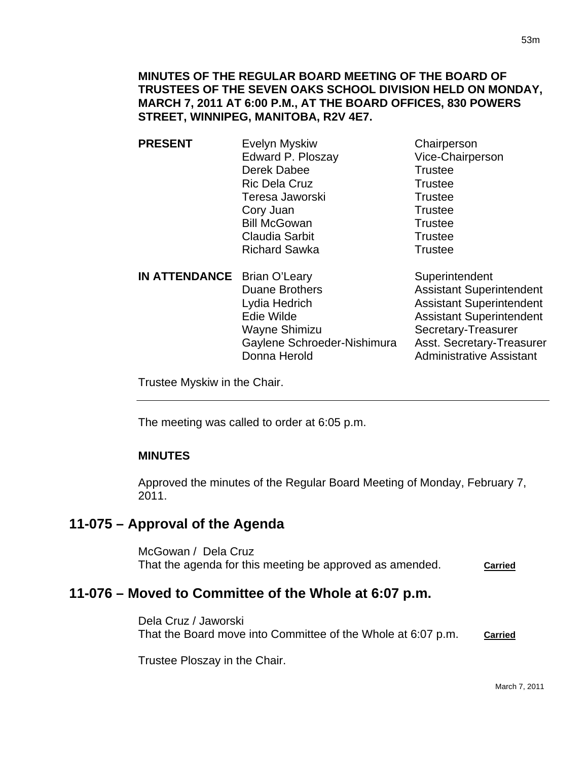**MINUTES OF THE REGULAR BOARD MEETING OF THE BOARD OF TRUSTEES OF THE SEVEN OAKS SCHOOL DIVISION HELD ON MONDAY, MARCH 7, 2011 AT 6:00 P.M., AT THE BOARD OFFICES, 830 POWERS STREET, WINNIPEG, MANITOBA, R2V 4E7.**

| | | |
|---|---|---|
| **PRESENT** | Evelyn Myskiw | Chairperson |
| | Edward P. Ploszay | Vice-Chairperson |
| | Derek Dabee | Trustee |
| | Ric Dela Cruz | Trustee |
| | Teresa Jaworski | Trustee |
| | Cory Juan | Trustee |
| | Bill McGowan | Trustee |
| | Claudia Sarbit | Trustee |
| | Richard Sawka | Trustee |
| **IN ATTENDANCE** | Brian O'Leary | Superintendent |
| | Duane Brothers | Assistant Superintendent |
| | Lydia Hedrich | Assistant Superintendent |
| | Edie Wilde | Assistant Superintendent |
| | Wayne Shimizu | Secretary-Treasurer |
| | Gaylene Schroeder-Nishimura | Asst. Secretary-Treasurer |
| | Donna Herold | Administrative Assistant |

Trustee Myskiw in the Chair.

---

The meeting was called to order at 6:05 p.m.

**MINUTES**

Approved the minutes of the Regular Board Meeting of Monday, February 7, 2011.

## 11-075 – Approval of the Agenda

McGowan / Dela Cruz
That the agenda for this meeting be approved as amended. **Carried**

## 11-076 – Moved to Committee of the Whole at 6:07 p.m.

Dela Cruz / Jaworski
That the Board move into Committee of the Whole at 6:07 p.m. **Carried**

Trustee Ploszay in the Chair.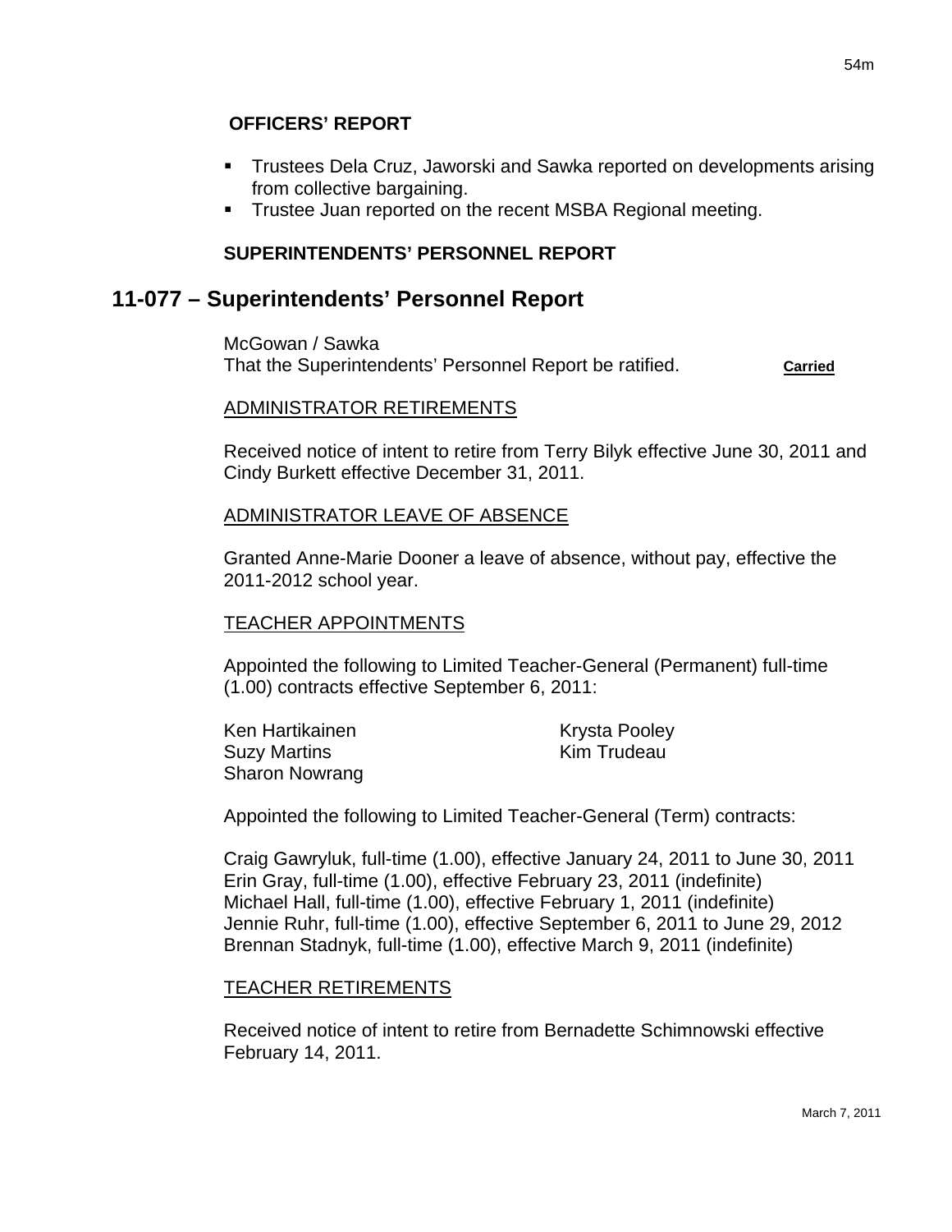**OFFICERS' REPORT**

- Trustees Dela Cruz, Jaworski and Sawka reported on developments arising from collective bargaining.
- Trustee Juan reported on the recent MSBA Regional meeting.

**SUPERINTENDENTS' PERSONNEL REPORT**

## 11-077 – Superintendents' Personnel Report

McGowan / Sawka
That the Superintendents' Personnel Report be ratified. **Carried**

ADMINISTRATOR RETIREMENTS

Received notice of intent to retire from Terry Bilyk effective June 30, 2011 and Cindy Burkett effective December 31, 2011.

ADMINISTRATOR LEAVE OF ABSENCE

Granted Anne-Marie Dooner a leave of absence, without pay, effective the 2011-2012 school year.

TEACHER APPOINTMENTS

Appointed the following to Limited Teacher-General (Permanent) full-time (1.00) contracts effective September 6, 2011:

Ken Hartikainen
Suzy Martins
Sharon Nowrang
Krysta Pooley
Kim Trudeau

Appointed the following to Limited Teacher-General (Term) contracts:

Craig Gawryluk, full-time (1.00), effective January 24, 2011 to June 30, 2011
Erin Gray, full-time (1.00), effective February 23, 2011 (indefinite)
Michael Hall, full-time (1.00), effective February 1, 2011 (indefinite)
Jennie Ruhr, full-time (1.00), effective September 6, 2011 to June 29, 2012
Brennan Stadnyk, full-time (1.00), effective March 9, 2011 (indefinite)

TEACHER RETIREMENTS

Received notice of intent to retire from Bernadette Schimnowski effective February 14, 2011.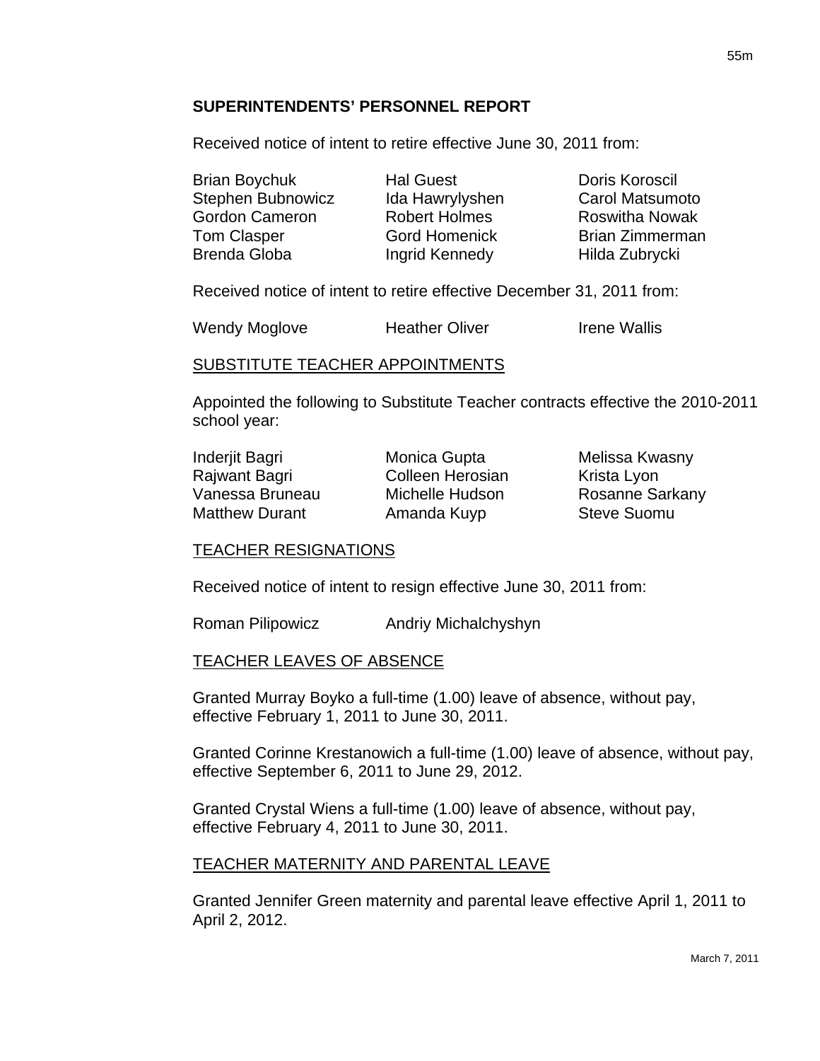## SUPERINTENDENTS' PERSONNEL REPORT

Received notice of intent to retire effective June 30, 2011 from:

| | | |
|---|---|---|
| Brian Boychuk | Hal Guest | Doris Koroscil |
| Stephen Bubnowicz | Ida Hawrylyshen | Carol Matsumoto |
| Gordon Cameron | Robert Holmes | Roswitha Nowak |
| Tom Clasper | Gord Homenick | Brian Zimmerman |
| Brenda Globa | Ingrid Kennedy | Hilda Zubrycki |

Received notice of intent to retire effective December 31, 2011 from:

| | | |
|---|---|---|
| Wendy Moglove | Heather Oliver | Irene Wallis |

### SUBSTITUTE TEACHER APPOINTMENTS

Appointed the following to Substitute Teacher contracts effective the 2010-2011 school year:

| | | |
|---|---|---|
| Inderjit Bagri | Monica Gupta | Melissa Kwasny |
| Rajwant Bagri | Colleen Herosian | Krista Lyon |
| Vanessa Bruneau | Michelle Hudson | Rosanne Sarkany |
| Matthew Durant | Amanda Kuyp | Steve Suomu |

### TEACHER RESIGNATIONS

Received notice of intent to resign effective June 30, 2011 from:

| | |
|---|---|
| Roman Pilipowicz | Andriy Michalchyshyn |

### TEACHER LEAVES OF ABSENCE

Granted Murray Boyko a full-time (1.00) leave of absence, without pay, effective February 1, 2011 to June 30, 2011.

Granted Corinne Krestanowich a full-time (1.00) leave of absence, without pay, effective September 6, 2011 to June 29, 2012.

Granted Crystal Wiens a full-time (1.00) leave of absence, without pay, effective February 4, 2011 to June 30, 2011.

### TEACHER MATERNITY AND PARENTAL LEAVE

Granted Jennifer Green maternity and parental leave effective April 1, 2011 to April 2, 2012.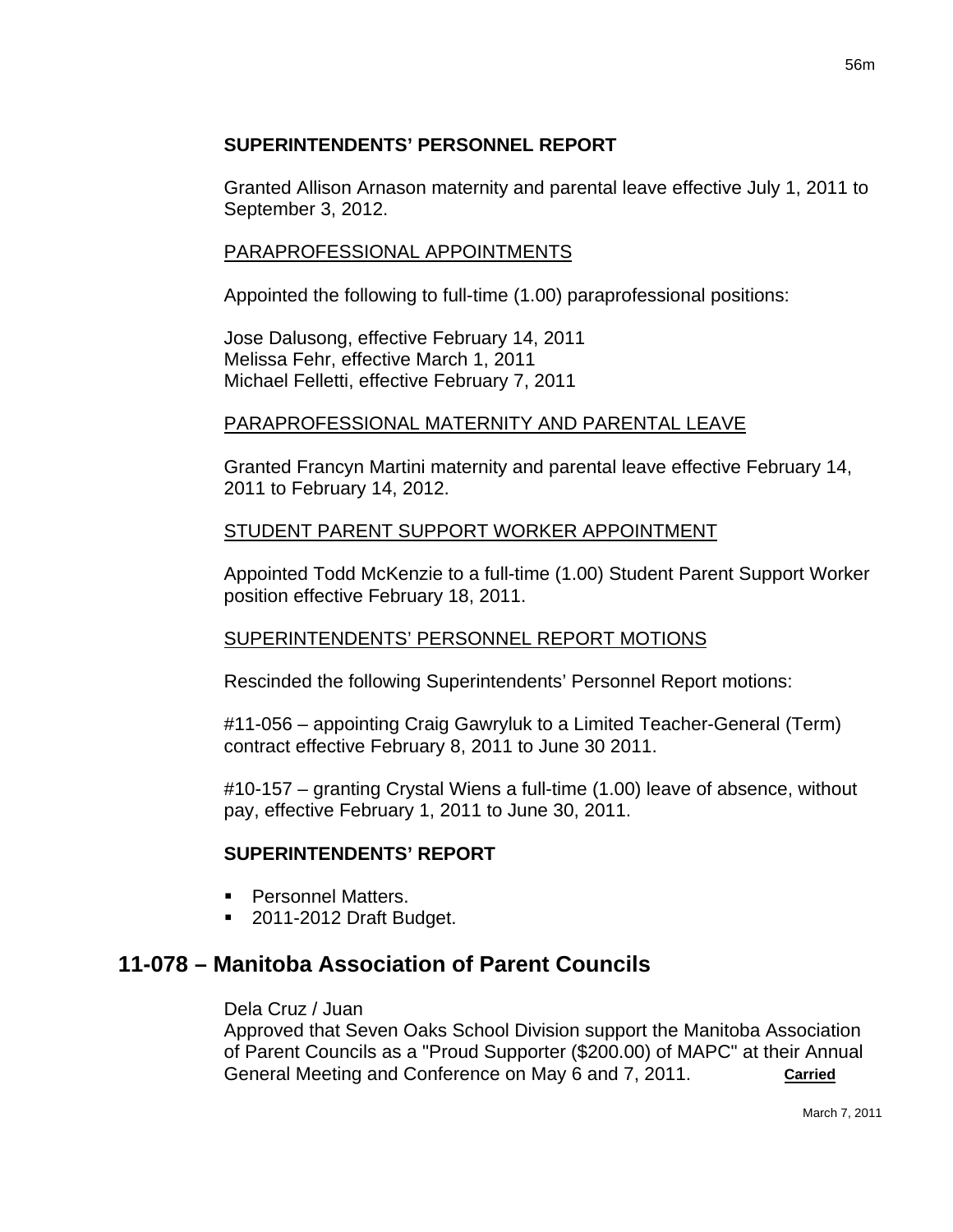**SUPERINTENDENTS' PERSONNEL REPORT**

Granted Allison Arnason maternity and parental leave effective July 1, 2011 to September 3, 2012.

PARAPROFESSIONAL APPOINTMENTS

Appointed the following to full-time (1.00) paraprofessional positions:

Jose Dalusong, effective February 14, 2011
Melissa Fehr, effective March 1, 2011
Michael Felletti, effective February 7, 2011

PARAPROFESSIONAL MATERNITY AND PARENTAL LEAVE

Granted Francyn Martini maternity and parental leave effective February 14, 2011 to February 14, 2012.

STUDENT PARENT SUPPORT WORKER APPOINTMENT

Appointed Todd McKenzie to a full-time (1.00) Student Parent Support Worker position effective February 18, 2011.

SUPERINTENDENTS' PERSONNEL REPORT MOTIONS

Rescinded the following Superintendents' Personnel Report motions:

#11-056 – appointing Craig Gawryluk to a Limited Teacher-General (Term) contract effective February 8, 2011 to June 30 2011.

#10-157 – granting Crystal Wiens a full-time (1.00) leave of absence, without pay, effective February 1, 2011 to June 30, 2011.

**SUPERINTENDENTS' REPORT**

- Personnel Matters.
- 2011-2012 Draft Budget.

## 11-078 – Manitoba Association of Parent Councils

Dela Cruz / Juan
Approved that Seven Oaks School Division support the Manitoba Association of Parent Councils as a "Proud Supporter ($200.00) of MAPC" at their Annual General Meeting and Conference on May 6 and 7, 2011. **Carried**

March 7, 2011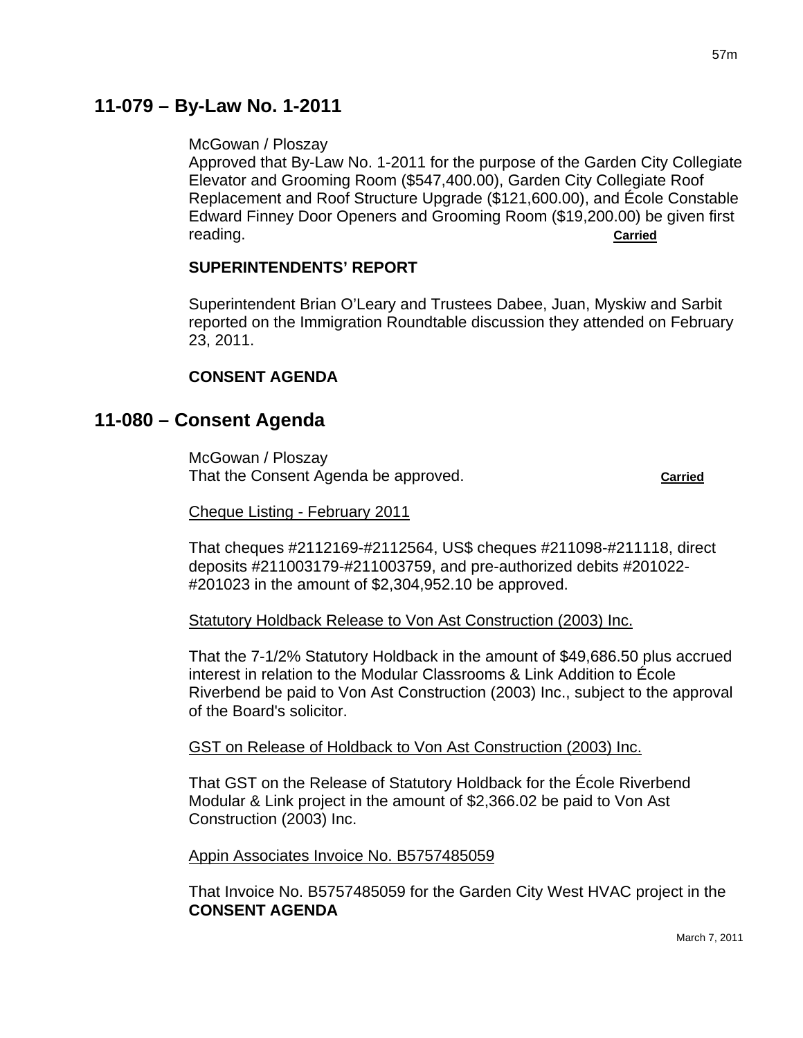## 11-079 – By-Law No. 1-2011

McGowan / Ploszay
Approved that By-Law No. 1-2011 for the purpose of the Garden City Collegiate Elevator and Grooming Room ($547,400.00), Garden City Collegiate Roof Replacement and Roof Structure Upgrade ($121,600.00), and École Constable Edward Finney Door Openers and Grooming Room ($19,200.00) be given first reading. **Carried**

**SUPERINTENDENTS' REPORT**

Superintendent Brian O'Leary and Trustees Dabee, Juan, Myskiw and Sarbit reported on the Immigration Roundtable discussion they attended on February 23, 2011.

**CONSENT AGENDA**

## 11-080 – Consent Agenda

McGowan / Ploszay
That the Consent Agenda be approved. **Carried**

Cheque Listing - February 2011

That cheques #2112169-#2112564, US$ cheques #211098-#211118, direct deposits #211003179-#211003759, and pre-authorized debits #201022-#201023 in the amount of $2,304,952.10 be approved.

Statutory Holdback Release to Von Ast Construction (2003) Inc.

That the 7-1/2% Statutory Holdback in the amount of $49,686.50 plus accrued interest in relation to the Modular Classrooms & Link Addition to École Riverbend be paid to Von Ast Construction (2003) Inc., subject to the approval of the Board's solicitor.

GST on Release of Holdback to Von Ast Construction (2003) Inc.

That GST on the Release of Statutory Holdback for the École Riverbend Modular & Link project in the amount of $2,366.02 be paid to Von Ast Construction (2003) Inc.

Appin Associates Invoice No. B5757485059

That Invoice No. B5757485059 for the Garden City West HVAC project in the

**CONSENT AGENDA**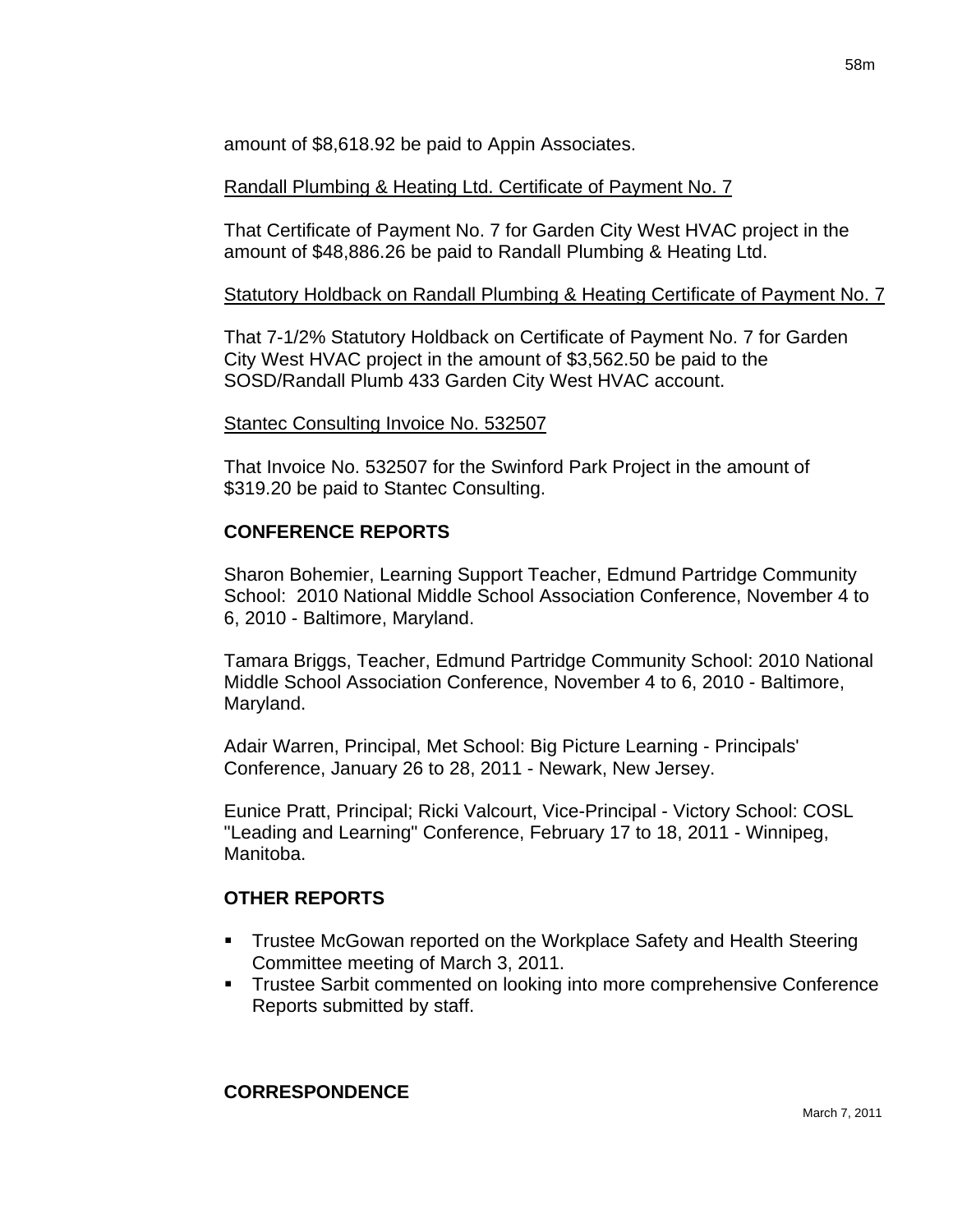amount of $8,618.92 be paid to Appin Associates.

Randall Plumbing & Heating Ltd. Certificate of Payment No. 7

That Certificate of Payment No. 7 for Garden City West HVAC project in the amount of $48,886.26 be paid to Randall Plumbing & Heating Ltd.

Statutory Holdback on Randall Plumbing & Heating Certificate of Payment No. 7

That 7-1/2% Statutory Holdback on Certificate of Payment No. 7 for Garden City West HVAC project in the amount of $3,562.50 be paid to the SOSD/Randall Plumb 433 Garden City West HVAC account.

Stantec Consulting Invoice No. 532507

That Invoice No. 532507 for the Swinford Park Project in the amount of $319.20 be paid to Stantec Consulting.

**CONFERENCE REPORTS**

Sharon Bohemier, Learning Support Teacher, Edmund Partridge Community School: 2010 National Middle School Association Conference, November 4 to 6, 2010 - Baltimore, Maryland.

Tamara Briggs, Teacher, Edmund Partridge Community School: 2010 National Middle School Association Conference, November 4 to 6, 2010 - Baltimore, Maryland.

Adair Warren, Principal, Met School: Big Picture Learning - Principals' Conference, January 26 to 28, 2011 - Newark, New Jersey.

Eunice Pratt, Principal; Ricki Valcourt, Vice-Principal - Victory School: COSL "Leading and Learning" Conference, February 17 to 18, 2011 - Winnipeg, Manitoba.

**OTHER REPORTS**

- Trustee McGowan reported on the Workplace Safety and Health Steering Committee meeting of March 3, 2011.
- Trustee Sarbit commented on looking into more comprehensive Conference Reports submitted by staff.

**CORRESPONDENCE**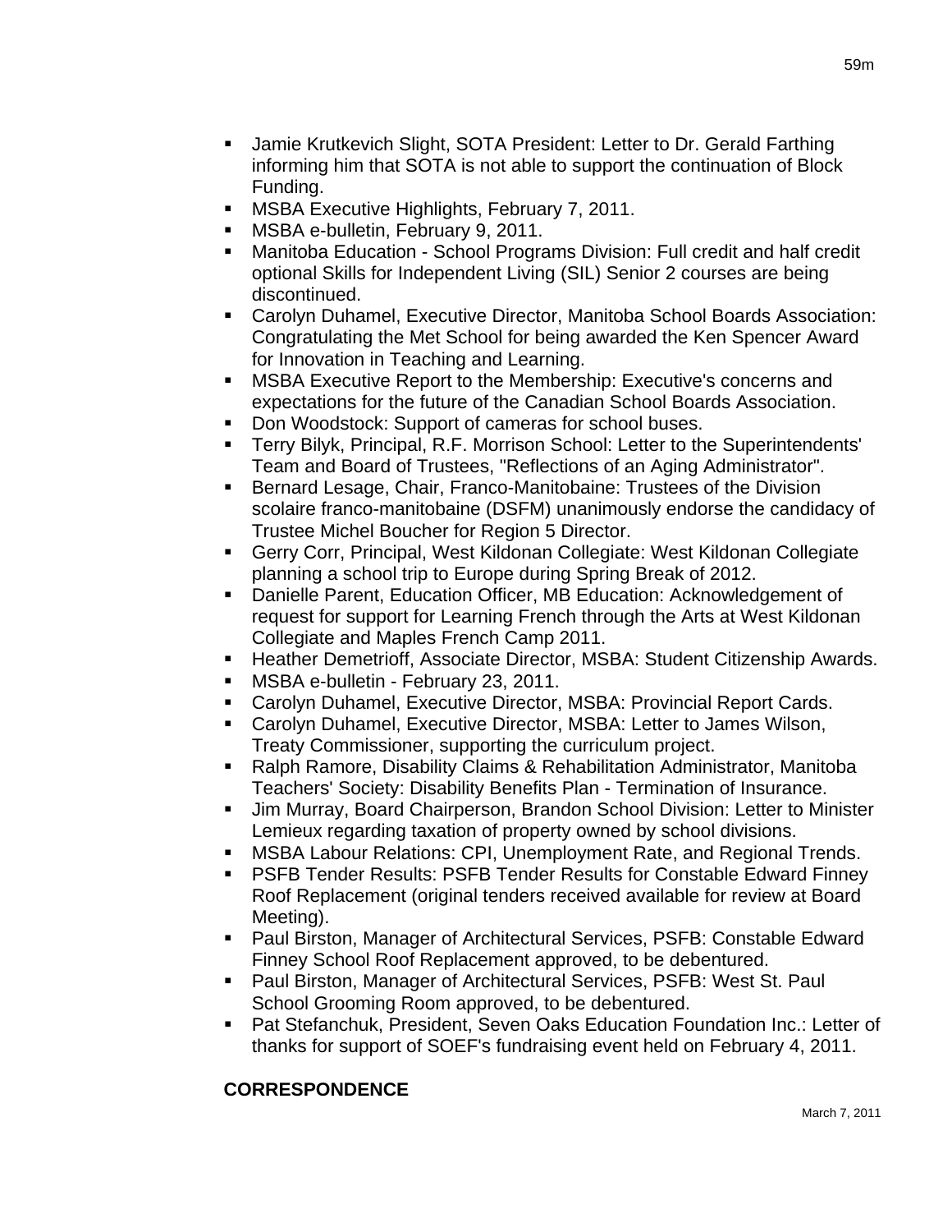- Jamie Krutkevich Slight, SOTA President: Letter to Dr. Gerald Farthing informing him that SOTA is not able to support the continuation of Block Funding.
- MSBA Executive Highlights, February 7, 2011.
- MSBA e-bulletin, February 9, 2011.
- Manitoba Education - School Programs Division: Full credit and half credit optional Skills for Independent Living (SIL) Senior 2 courses are being discontinued.
- Carolyn Duhamel, Executive Director, Manitoba School Boards Association: Congratulating the Met School for being awarded the Ken Spencer Award for Innovation in Teaching and Learning.
- MSBA Executive Report to the Membership: Executive's concerns and expectations for the future of the Canadian School Boards Association.
- Don Woodstock: Support of cameras for school buses.
- Terry Bilyk, Principal, R.F. Morrison School: Letter to the Superintendents' Team and Board of Trustees, "Reflections of an Aging Administrator".
- Bernard Lesage, Chair, Franco-Manitobaine: Trustees of the Division scolaire franco-manitobaine (DSFM) unanimously endorse the candidacy of Trustee Michel Boucher for Region 5 Director.
- Gerry Corr, Principal, West Kildonan Collegiate: West Kildonan Collegiate planning a school trip to Europe during Spring Break of 2012.
- Danielle Parent, Education Officer, MB Education: Acknowledgement of request for support for Learning French through the Arts at West Kildonan Collegiate and Maples French Camp 2011.
- Heather Demetrioff, Associate Director, MSBA: Student Citizenship Awards.
- MSBA e-bulletin - February 23, 2011.
- Carolyn Duhamel, Executive Director, MSBA: Provincial Report Cards.
- Carolyn Duhamel, Executive Director, MSBA: Letter to James Wilson, Treaty Commissioner, supporting the curriculum project.
- Ralph Ramore, Disability Claims & Rehabilitation Administrator, Manitoba Teachers' Society: Disability Benefits Plan - Termination of Insurance.
- Jim Murray, Board Chairperson, Brandon School Division: Letter to Minister Lemieux regarding taxation of property owned by school divisions.
- MSBA Labour Relations: CPI, Unemployment Rate, and Regional Trends.
- PSFB Tender Results: PSFB Tender Results for Constable Edward Finney Roof Replacement (original tenders received available for review at Board Meeting).
- Paul Birston, Manager of Architectural Services, PSFB: Constable Edward Finney School Roof Replacement approved, to be debentured.
- Paul Birston, Manager of Architectural Services, PSFB: West St. Paul School Grooming Room approved, to be debentured.
- Pat Stefanchuk, President, Seven Oaks Education Foundation Inc.: Letter of thanks for support of SOEF's fundraising event held on February 4, 2011.

**CORRESPONDENCE**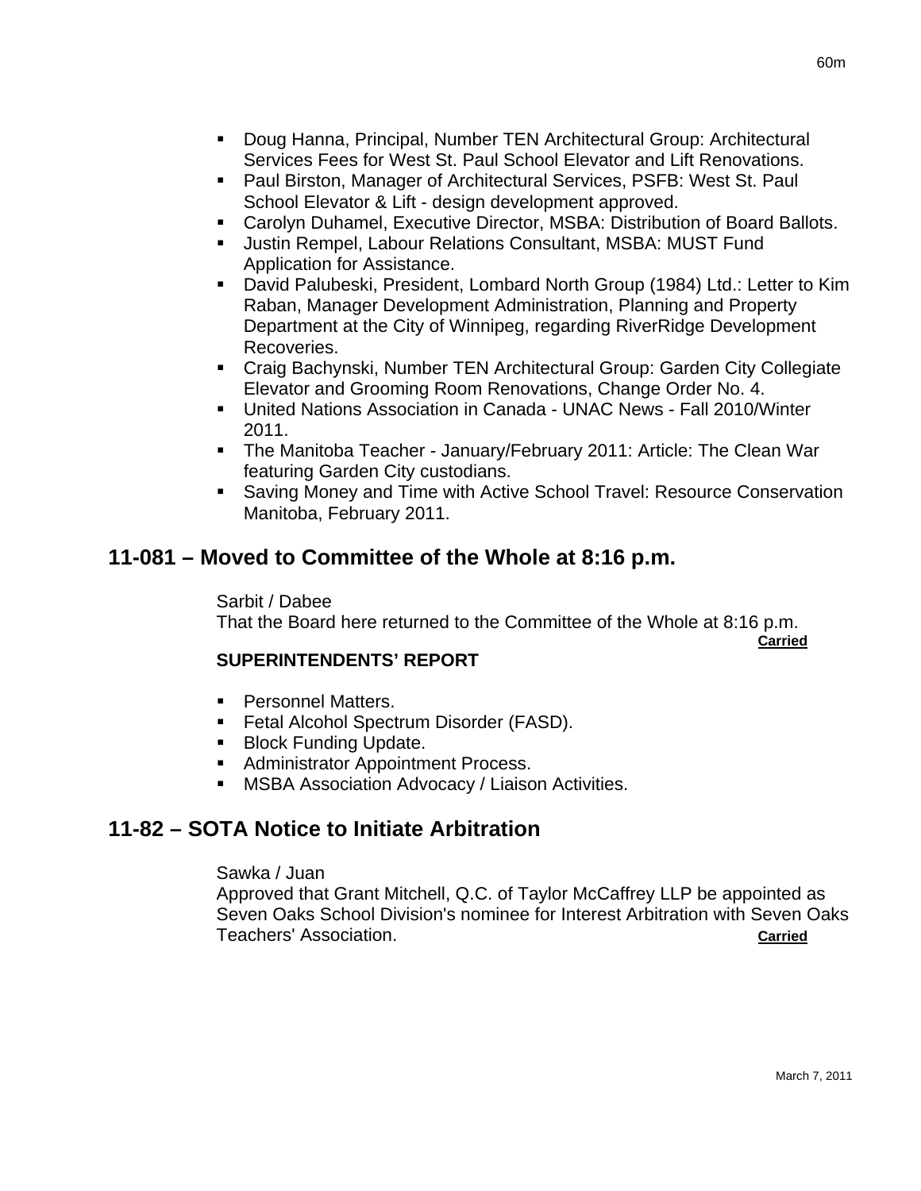- Doug Hanna, Principal, Number TEN Architectural Group: Architectural Services Fees for West St. Paul School Elevator and Lift Renovations.
- Paul Birston, Manager of Architectural Services, PSFB: West St. Paul School Elevator & Lift - design development approved.
- Carolyn Duhamel, Executive Director, MSBA: Distribution of Board Ballots.
- Justin Rempel, Labour Relations Consultant, MSBA: MUST Fund Application for Assistance.
- David Palubeski, President, Lombard North Group (1984) Ltd.: Letter to Kim Raban, Manager Development Administration, Planning and Property Department at the City of Winnipeg, regarding RiverRidge Development Recoveries.
- Craig Bachynski, Number TEN Architectural Group: Garden City Collegiate Elevator and Grooming Room Renovations, Change Order No. 4.
- United Nations Association in Canada - UNAC News - Fall 2010/Winter 2011.
- The Manitoba Teacher - January/February 2011: Article: The Clean War featuring Garden City custodians.
- Saving Money and Time with Active School Travel: Resource Conservation Manitoba, February 2011.

## 11-081 – Moved to Committee of the Whole at 8:16 p.m.

Sarbit / Dabee
That the Board here returned to the Committee of the Whole at 8:16 p.m.
**Carried**

**SUPERINTENDENTS' REPORT**

- Personnel Matters.
- Fetal Alcohol Spectrum Disorder (FASD).
- Block Funding Update.
- Administrator Appointment Process.
- MSBA Association Advocacy / Liaison Activities.

## 11-82 – SOTA Notice to Initiate Arbitration

Sawka / Juan
Approved that Grant Mitchell, Q.C. of Taylor McCaffrey LLP be appointed as Seven Oaks School Division's nominee for Interest Arbitration with Seven Oaks Teachers' Association. **Carried**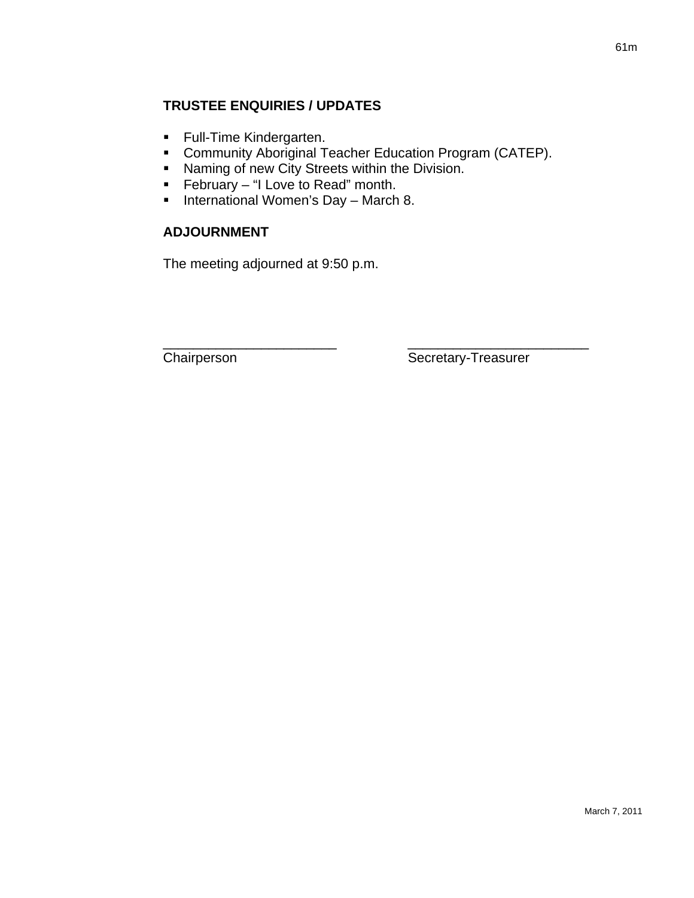## TRUSTEE ENQUIRIES / UPDATES

- Full-Time Kindergarten.
- Community Aboriginal Teacher Education Program (CATEP).
- Naming of new City Streets within the Division.
- February – "I Love to Read" month.
- International Women's Day – March 8.

## ADJOURNMENT

The meeting adjourned at 9:50 p.m.

_______________________ _______________________

Chairperson Secretary-Treasurer